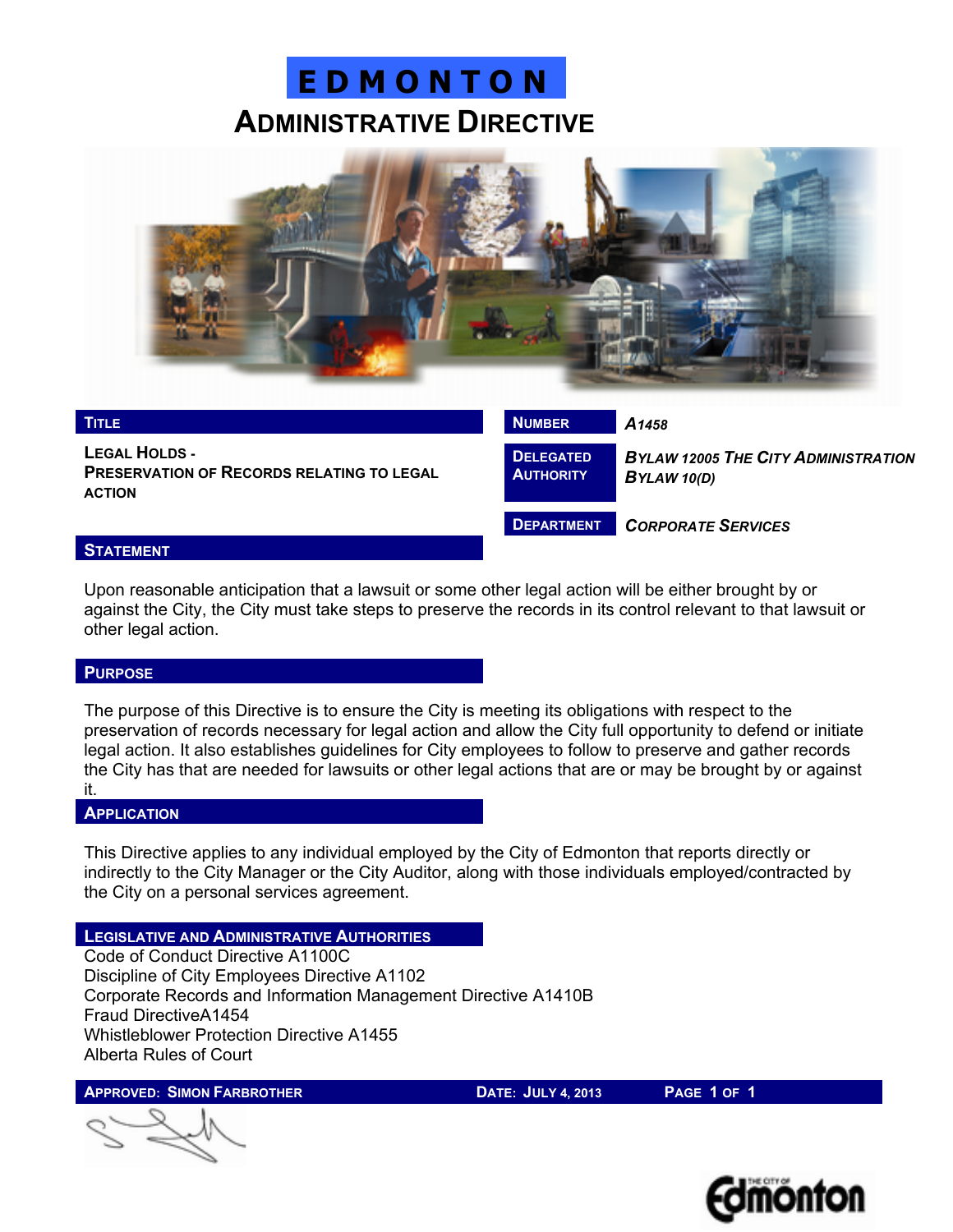# EDMONTON

## ADMINISTRATIVE DIRECTIVE

| TITLE | NUMBER | *A1458* |
|---|---|---|
| LEGAL HOLDS - PRESERVATION OF RECORDS RELATING TO LEGAL ACTION | DELEGATED AUTHORITY | *BYLAW 12005 THE CITY ADMINISTRATION BYLAW 10(D)* |
| | DEPARTMENT | *CORPORATE SERVICES* |

## STATEMENT

Upon reasonable anticipation that a lawsuit or some other legal action will be either brought by or against the City, the City must take steps to preserve the records in its control relevant to that lawsuit or other legal action.

## PURPOSE

The purpose of this Directive is to ensure the City is meeting its obligations with respect to the preservation of records necessary for legal action and allow the City full opportunity to defend or initiate legal action. It also establishes guidelines for City employees to follow to preserve and gather records the City has that are needed for lawsuits or other legal actions that are or may be brought by or against it.

## APPLICATION

This Directive applies to any individual employed by the City of Edmonton that reports directly or indirectly to the City Manager or the City Auditor, along with those individuals employed/contracted by the City on a personal services agreement.

## LEGISLATIVE AND ADMINISTRATIVE AUTHORITIES

Code of Conduct Directive A1100C
Discipline of City Employees Directive A1102
Corporate Records and Information Management Directive A1410B
Fraud DirectiveA1454
Whistleblower Protection Directive A1455
Alberta Rules of Court

APPROVED: SIMON FARBROTHER    DATE: JULY 4, 2013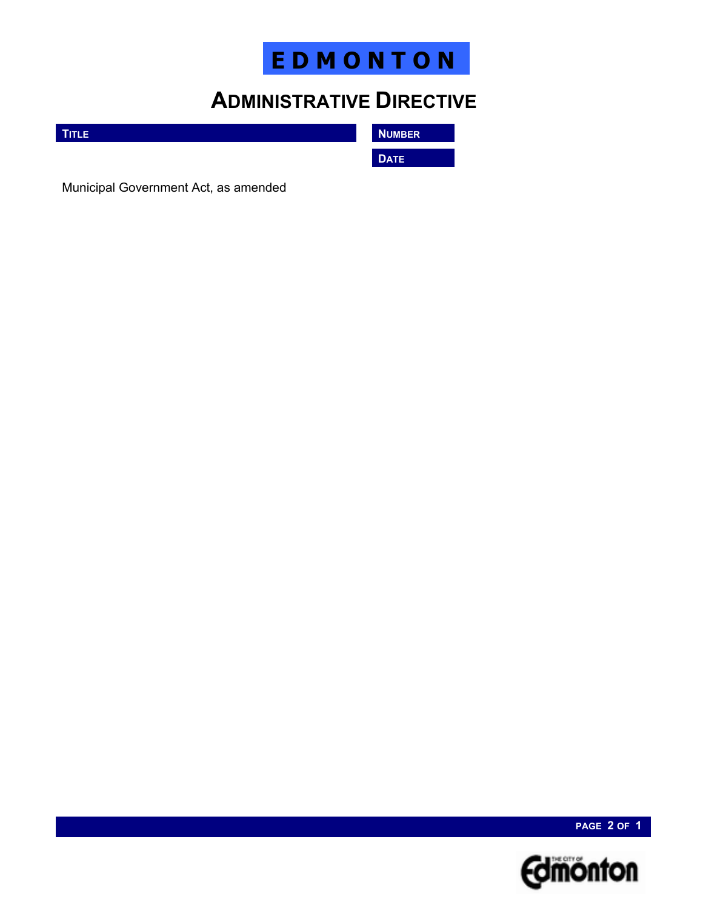# EDMONTON

## ADMINISTRATIVE DIRECTIVE

| TITLE | NUMBER |
| --- | --- |
| | DATE |

Municipal Government Act, as amended